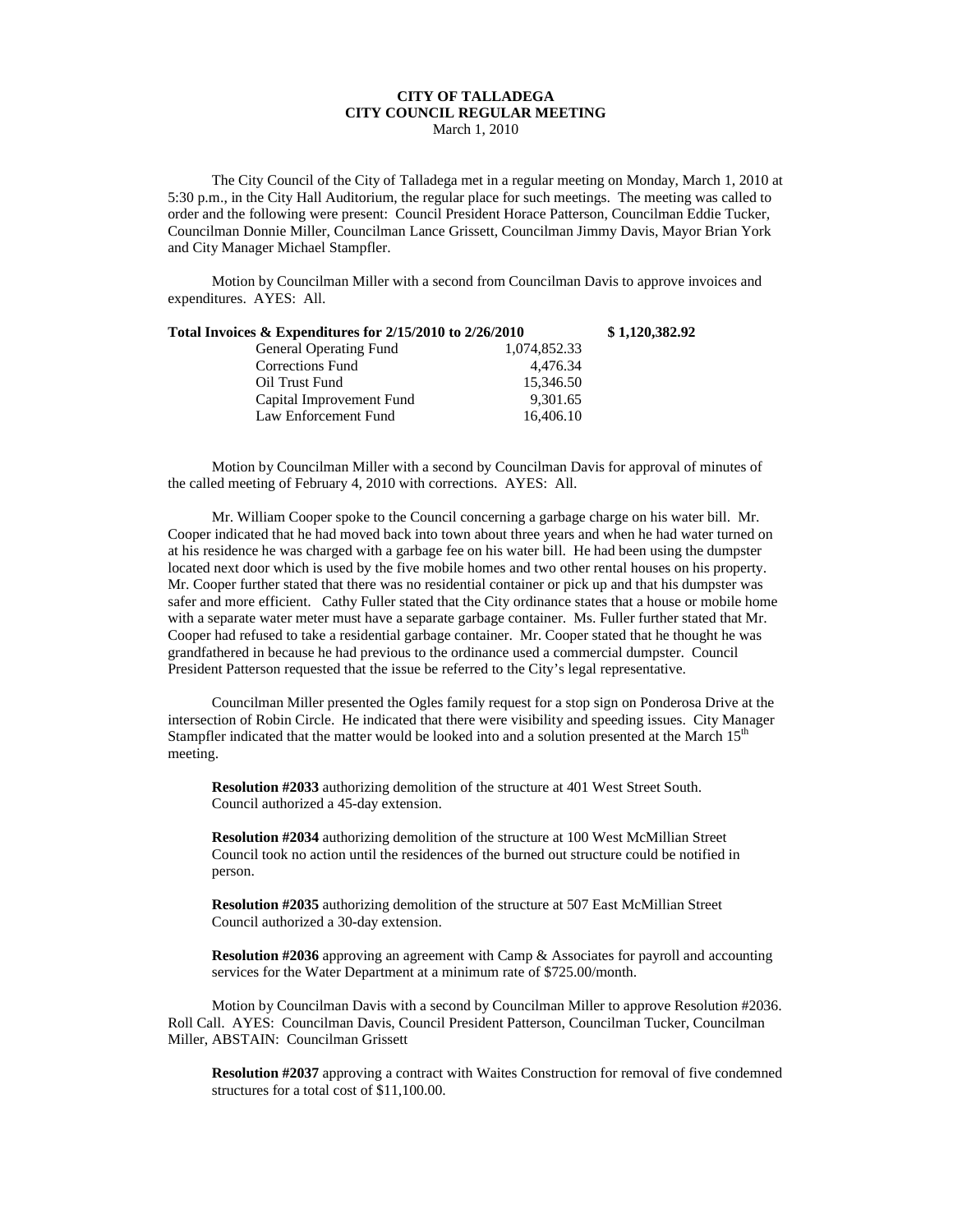**CITY OF TALLADEGA**
**CITY COUNCIL REGULAR MEETING**
March 1, 2010

The City Council of the City of Talladega met in a regular meeting on Monday, March 1, 2010 at 5:30 p.m., in the City Hall Auditorium, the regular place for such meetings. The meeting was called to order and the following were present: Council President Horace Patterson, Councilman Eddie Tucker, Councilman Donnie Miller, Councilman Lance Grissett, Councilman Jimmy Davis, Mayor Brian York and City Manager Michael Stampfler.

Motion by Councilman Miller with a second from Councilman Davis to approve invoices and expenditures. AYES: All.

| **Total Invoices & Expenditures for 2/15/2010 to 2/26/2010** | | **$ 1,120,382.92** |
|---|---|---|
| General Operating Fund | 1,074,852.33 | |
| Corrections Fund | 4,476.34 | |
| Oil Trust Fund | 15,346.50 | |
| Capital Improvement Fund | 9,301.65 | |
| Law Enforcement Fund | 16,406.10 | |

Motion by Councilman Miller with a second by Councilman Davis for approval of minutes of the called meeting of February 4, 2010 with corrections. AYES: All.

Mr. William Cooper spoke to the Council concerning a garbage charge on his water bill. Mr. Cooper indicated that he had moved back into town about three years and when he had water turned on at his residence he was charged with a garbage fee on his water bill. He had been using the dumpster located next door which is used by the five mobile homes and two other rental houses on his property. Mr. Cooper further stated that there was no residential container or pick up and that his dumpster was safer and more efficient. Cathy Fuller stated that the City ordinance states that a house or mobile home with a separate water meter must have a separate garbage container. Ms. Fuller further stated that Mr. Cooper had refused to take a residential garbage container. Mr. Cooper stated that he thought he was grandfathered in because he had previous to the ordinance used a commercial dumpster. Council President Patterson requested that the issue be referred to the City's legal representative.

Councilman Miller presented the Ogles family request for a stop sign on Ponderosa Drive at the intersection of Robin Circle. He indicated that there were visibility and speeding issues. City Manager Stampfler indicated that the matter would be looked into and a solution presented at the March 15th meeting.

**Resolution #2033** authorizing demolition of the structure at 401 West Street South. Council authorized a 45-day extension.

**Resolution #2034** authorizing demolition of the structure at 100 West McMillian Street Council took no action until the residences of the burned out structure could be notified in person.

**Resolution #2035** authorizing demolition of the structure at 507 East McMillian Street Council authorized a 30-day extension.

**Resolution #2036** approving an agreement with Camp & Associates for payroll and accounting services for the Water Department at a minimum rate of $725.00/month.

Motion by Councilman Davis with a second by Councilman Miller to approve Resolution #2036. Roll Call. AYES: Councilman Davis, Council President Patterson, Councilman Tucker, Councilman Miller, ABSTAIN: Councilman Grissett

**Resolution #2037** approving a contract with Waites Construction for removal of five condemned structures for a total cost of $11,100.00.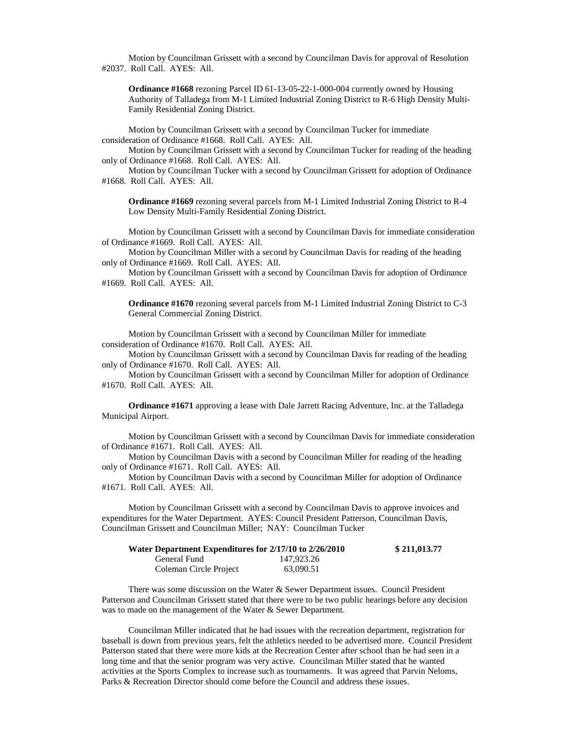Motion by Councilman Grissett with a second by Councilman Davis for approval of Resolution #2037. Roll Call. AYES: All.

**Ordinance #1668** rezoning Parcel ID 61-13-05-22-1-000-004 currently owned by Housing Authority of Talladega from M-1 Limited Industrial Zoning District to R-6 High Density Multi-Family Residential Zoning District.

Motion by Councilman Grissett with a second by Councilman Tucker for immediate consideration of Ordinance #1668. Roll Call. AYES: All.

Motion by Councilman Grissett with a second by Councilman Tucker for reading of the heading only of Ordinance #1668. Roll Call. AYES: All.

Motion by Councilman Tucker with a second by Councilman Grissett for adoption of Ordinance #1668. Roll Call. AYES: All.

**Ordinance #1669** rezoning several parcels from M-1 Limited Industrial Zoning District to R-4 Low Density Multi-Family Residential Zoning District.

Motion by Councilman Grissett with a second by Councilman Davis for immediate consideration of Ordinance #1669. Roll Call. AYES: All.

Motion by Councilman Miller with a second by Councilman Davis for reading of the heading only of Ordinance #1669. Roll Call. AYES: All.

Motion by Councilman Grissett with a second by Councilman Davis for adoption of Ordinance #1669. Roll Call. AYES: All.

**Ordinance #1670** rezoning several parcels from M-1 Limited Industrial Zoning District to C-3 General Commercial Zoning District.

Motion by Councilman Grissett with a second by Councilman Miller for immediate consideration of Ordinance #1670. Roll Call. AYES: All.

Motion by Councilman Grissett with a second by Councilman Davis for reading of the heading only of Ordinance #1670. Roll Call. AYES: All.

Motion by Councilman Grissett with a second by Councilman Miller for adoption of Ordinance #1670. Roll Call. AYES: All.

**Ordinance #1671** approving a lease with Dale Jarrett Racing Adventure, Inc. at the Talladega Municipal Airport.

Motion by Councilman Grissett with a second by Councilman Davis for immediate consideration of Ordinance #1671. Roll Call. AYES: All.

Motion by Councilman Davis with a second by Councilman Miller for reading of the heading only of Ordinance #1671. Roll Call. AYES: All.

Motion by Councilman Davis with a second by Councilman Miller for adoption of Ordinance #1671. Roll Call. AYES: All.

Motion by Councilman Grissett with a second by Councilman Davis to approve invoices and expenditures for the Water Department. AYES: Council President Patterson, Councilman Davis, Councilman Grissett and Councilman Miller; NAY: Councilman Tucker

| **Water Department Expenditures for 2/17/10 to 2/26/2010** | | **$ 211,013.77** |
|---|---|---|
| General Fund | 147,923.26 | |
| Coleman Circle Project | 63,090.51 | |

There was some discussion on the Water & Sewer Department issues. Council President Patterson and Councilman Grissett stated that there were to be two public hearings before any decision was to made on the management of the Water & Sewer Department.

Councilman Miller indicated that he had issues with the recreation department, registration for baseball is down from previous years, felt the athletics needed to be advertised more. Council President Patterson stated that there were more kids at the Recreation Center after school than he had seen in a long time and that the senior program was very active. Councilman Miller stated that he wanted activities at the Sports Complex to increase such as tournaments. It was agreed that Parvin Neloms, Parks & Recreation Director should come before the Council and address these issues.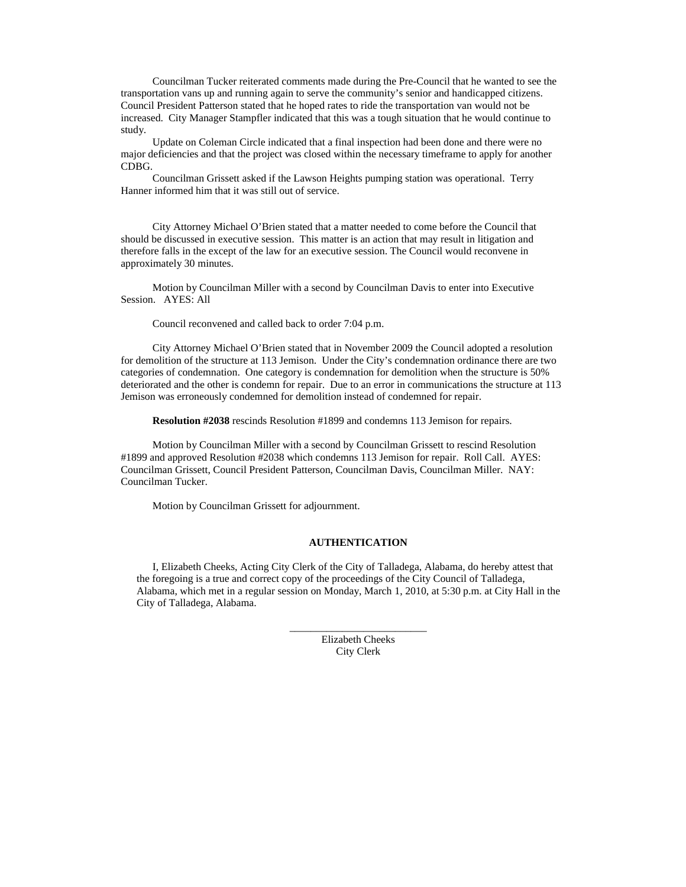Councilman Tucker reiterated comments made during the Pre-Council that he wanted to see the transportation vans up and running again to serve the community's senior and handicapped citizens. Council President Patterson stated that he hoped rates to ride the transportation van would not be increased. City Manager Stampfler indicated that this was a tough situation that he would continue to study.

Update on Coleman Circle indicated that a final inspection had been done and there were no major deficiencies and that the project was closed within the necessary timeframe to apply for another CDBG.

Councilman Grissett asked if the Lawson Heights pumping station was operational. Terry Hanner informed him that it was still out of service.

City Attorney Michael O'Brien stated that a matter needed to come before the Council that should be discussed in executive session. This matter is an action that may result in litigation and therefore falls in the except of the law for an executive session. The Council would reconvene in approximately 30 minutes.

Motion by Councilman Miller with a second by Councilman Davis to enter into Executive Session. AYES: All

Council reconvened and called back to order 7:04 p.m.

City Attorney Michael O'Brien stated that in November 2009 the Council adopted a resolution for demolition of the structure at 113 Jemison. Under the City's condemnation ordinance there are two categories of condemnation. One category is condemnation for demolition when the structure is 50% deteriorated and the other is condemn for repair. Due to an error in communications the structure at 113 Jemison was erroneously condemned for demolition instead of condemned for repair.

**Resolution #2038** rescinds Resolution #1899 and condemns 113 Jemison for repairs.

Motion by Councilman Miller with a second by Councilman Grissett to rescind Resolution #1899 and approved Resolution #2038 which condemns 113 Jemison for repair. Roll Call. AYES: Councilman Grissett, Council President Patterson, Councilman Davis, Councilman Miller. NAY: Councilman Tucker.

Motion by Councilman Grissett for adjournment.

**AUTHENTICATION**

I, Elizabeth Cheeks, Acting City Clerk of the City of Talladega, Alabama, do hereby attest that the foregoing is a true and correct copy of the proceedings of the City Council of Talladega, Alabama, which met in a regular session on Monday, March 1, 2010, at 5:30 p.m. at City Hall in the City of Talladega, Alabama.

\_\_\_\_\_\_\_\_\_\_\_\_\_\_\_\_\_\_\_\_\_\_\_\_\_\_

Elizabeth Cheeks
City Clerk